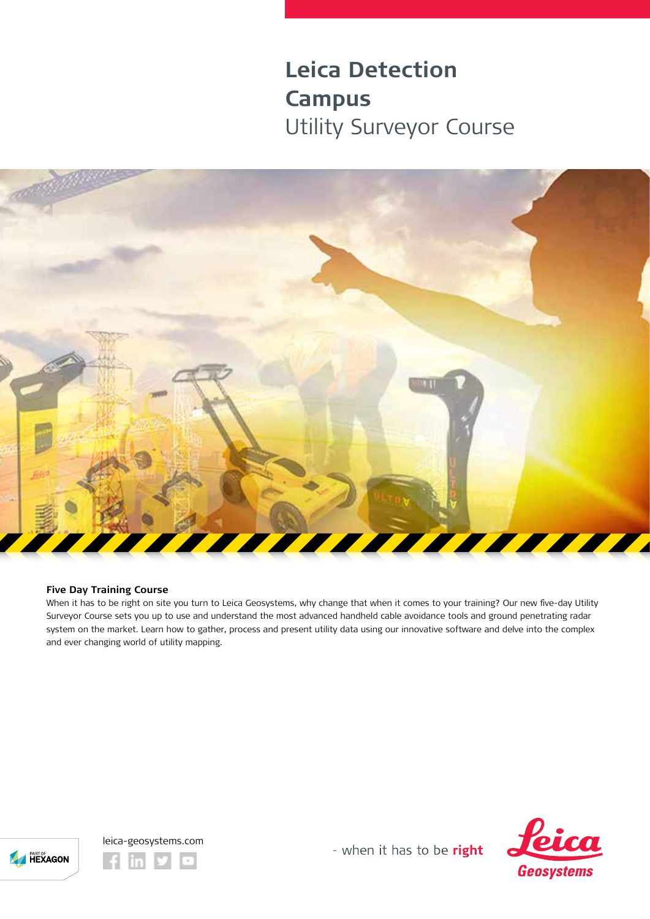# Leica Detection Campus

## Utility Surveyor Course

**Five Day Training Course**

When it has to be right on site you turn to Leica Geosystems, why change that when it comes to your training? Our new five-day Utility Surveyor Course sets you up to use and understand the most advanced handheld cable avoidance tools and ground penetrating radar system on the market. Learn how to gather, process and present utility data using our innovative software and delve into the complex and ever changing world of utility mapping.

leica-geosystems.com

- when it has to be **right**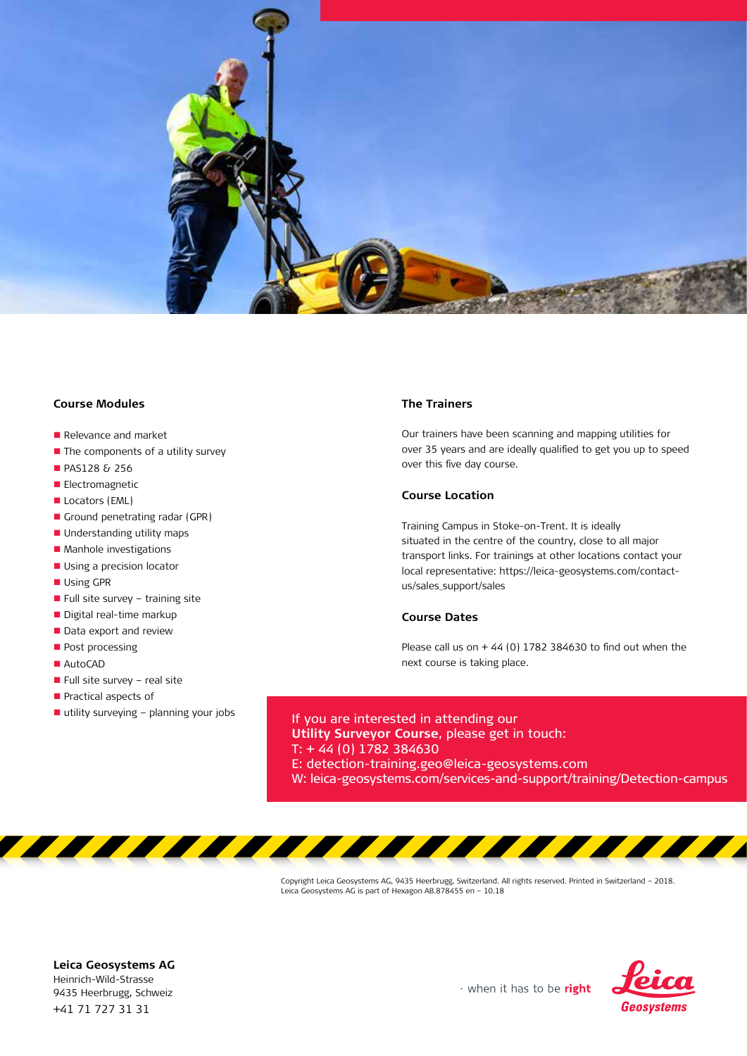## Course Modules

- Relevance and market
- The components of a utility survey
- PAS128 & 256
- Electromagnetic
- Locators (EML)
- Ground penetrating radar (GPR)
- Understanding utility maps
- Manhole investigations
- Using a precision locator
- Using GPR
- Full site survey – training site
- Digital real-time markup
- Data export and review
- Post processing
- AutoCAD
- Full site survey – real site
- Practical aspects of
- utility surveying – planning your jobs

## The Trainers

Our trainers have been scanning and mapping utilities for over 35 years and are ideally qualified to get you up to speed over this five day course.

## Course Location

Training Campus in Stoke-on-Trent. It is ideally situated in the centre of the country, close to all major transport links. For trainings at other locations contact your local representative: https://leica-geosystems.com/contact-us/sales_support/sales

## Course Dates

Please call us on + 44 (0) 1782 384630 to find out when the next course is taking place.

If you are interested in attending our **Utility Surveyor Course**, please get in touch:
T: + 44 (0) 1782 384630
E: detection-training.geo@leica-geosystems.com
W: leica-geosystems.com/services-and-support/training/Detection-campus

Copyright Leica Geosystems AG, 9435 Heerbrugg, Switzerland. All rights reserved. Printed in Switzerland – 2018.
Leica Geosystems AG is part of Hexagon AB.878455 en – 10.18

**Leica Geosystems AG**
Heinrich-Wild-Strasse
9435 Heerbrugg, Schweiz
+41 71 727 31 31

- when it has to be **right**

Leica Geosystems